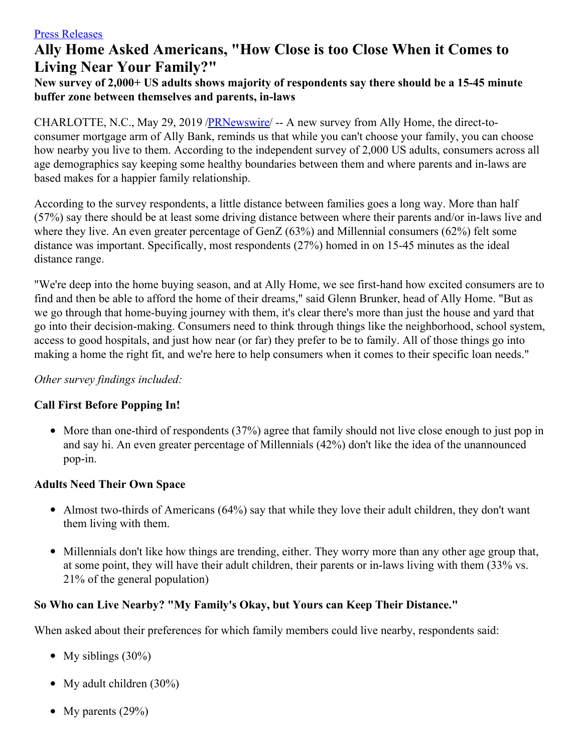[Press Releases]

# Ally Home Asked Americans, "How Close is too Close When it Comes to Living Near Your Family?"

**New survey of 2,000+ US adults shows majority of respondents say there should be a 15-45 minute buffer zone between themselves and parents, in-laws**

CHARLOTTE, N.C., May 29, 2019 /PRNewswire/ -- A new survey from Ally Home, the direct-to-consumer mortgage arm of Ally Bank, reminds us that while you can't choose your family, you can choose how nearby you live to them. According to the independent survey of 2,000 US adults, consumers across all age demographics say keeping some healthy boundaries between them and where parents and in-laws are based makes for a happier family relationship.

According to the survey respondents, a little distance between families goes a long way. More than half (57%) say there should be at least some driving distance between where their parents and/or in-laws live and where they live. An even greater percentage of GenZ (63%) and Millennial consumers (62%) felt some distance was important. Specifically, most respondents (27%) homed in on 15-45 minutes as the ideal distance range.

"We're deep into the home buying season, and at Ally Home, we see first-hand how excited consumers are to find and then be able to afford the home of their dreams," said Glenn Brunker, head of Ally Home. "But as we go through that home-buying journey with them, it's clear there's more than just the house and yard that go into their decision-making. Consumers need to think through things like the neighborhood, school system, access to good hospitals, and just how near (or far) they prefer to be to family. All of those things go into making a home the right fit, and we're here to help consumers when it comes to their specific loan needs."

*Other survey findings included:*

### Call First Before Popping In!

- More than one-third of respondents (37%) agree that family should not live close enough to just pop in and say hi. An even greater percentage of Millennials (42%) don't like the idea of the unannounced pop-in.

### Adults Need Their Own Space

- Almost two-thirds of Americans (64%) say that while they love their adult children, they don't want them living with them.
- Millennials don't like how things are trending, either. They worry more than any other age group that, at some point, they will have their adult children, their parents or in-laws living with them (33% vs. 21% of the general population)

### So Who can Live Nearby? "My Family's Okay, but Yours can Keep Their Distance."

When asked about their preferences for which family members could live nearby, respondents said:

- My siblings (30%)
- My adult children (30%)
- My parents (29%)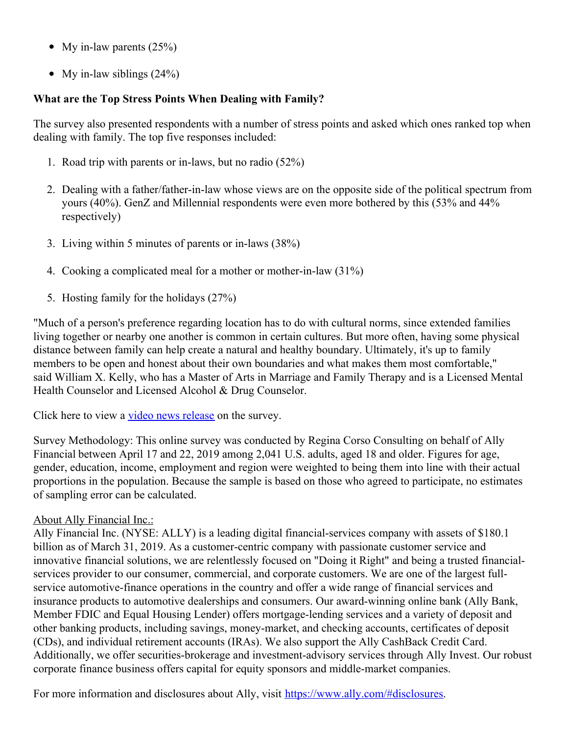- My in-law parents (25%)
- My in-law siblings (24%)

**What are the Top Stress Points When Dealing with Family?**

The survey also presented respondents with a number of stress points and asked which ones ranked top when dealing with family. The top five responses included:

1. Road trip with parents or in-laws, but no radio (52%)
2. Dealing with a father/father-in-law whose views are on the opposite side of the political spectrum from yours (40%). GenZ and Millennial respondents were even more bothered by this (53% and 44% respectively)
3. Living within 5 minutes of parents or in-laws (38%)
4. Cooking a complicated meal for a mother or mother-in-law (31%)
5. Hosting family for the holidays (27%)

"Much of a person's preference regarding location has to do with cultural norms, since extended families living together or nearby one another is common in certain cultures. But more often, having some physical distance between family can help create a natural and healthy boundary. Ultimately, it's up to family members to be open and honest about their own boundaries and what makes them most comfortable," said William X. Kelly, who has a Master of Arts in Marriage and Family Therapy and is a Licensed Mental Health Counselor and Licensed Alcohol & Drug Counselor.

Click here to view a video news release on the survey.

Survey Methodology: This online survey was conducted by Regina Corso Consulting on behalf of Ally Financial between April 17 and 22, 2019 among 2,041 U.S. adults, aged 18 and older. Figures for age, gender, education, income, employment and region were weighted to being them into line with their actual proportions in the population. Because the sample is based on those who agreed to participate, no estimates of sampling error can be calculated.

About Ally Financial Inc.:

Ally Financial Inc. (NYSE: ALLY) is a leading digital financial-services company with assets of $180.1 billion as of March 31, 2019. As a customer-centric company with passionate customer service and innovative financial solutions, we are relentlessly focused on "Doing it Right" and being a trusted financial-services provider to our consumer, commercial, and corporate customers. We are one of the largest full-service automotive-finance operations in the country and offer a wide range of financial services and insurance products to automotive dealerships and consumers. Our award-winning online bank (Ally Bank, Member FDIC and Equal Housing Lender) offers mortgage-lending services and a variety of deposit and other banking products, including savings, money-market, and checking accounts, certificates of deposit (CDs), and individual retirement accounts (IRAs). We also support the Ally CashBack Credit Card. Additionally, we offer securities-brokerage and investment-advisory services through Ally Invest. Our robust corporate finance business offers capital for equity sponsors and middle-market companies.

For more information and disclosures about Ally, visit https://www.ally.com/#disclosures.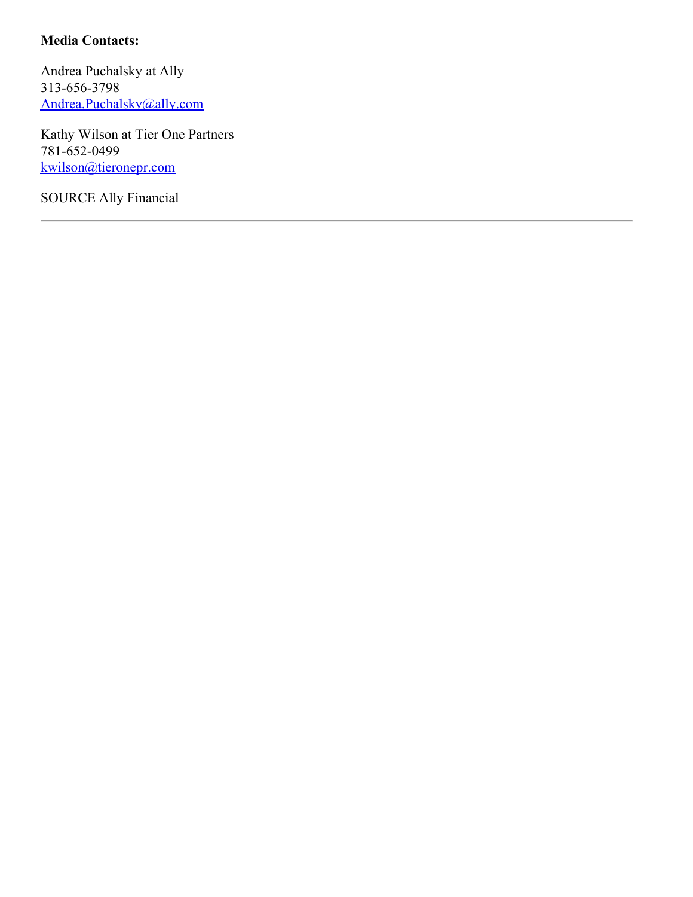**Media Contacts:**

Andrea Puchalsky at Ally
313-656-3798
Andrea.Puchalsky@ally.com

Kathy Wilson at Tier One Partners
781-652-0499
kwilson@tieronepr.com

SOURCE Ally Financial

---